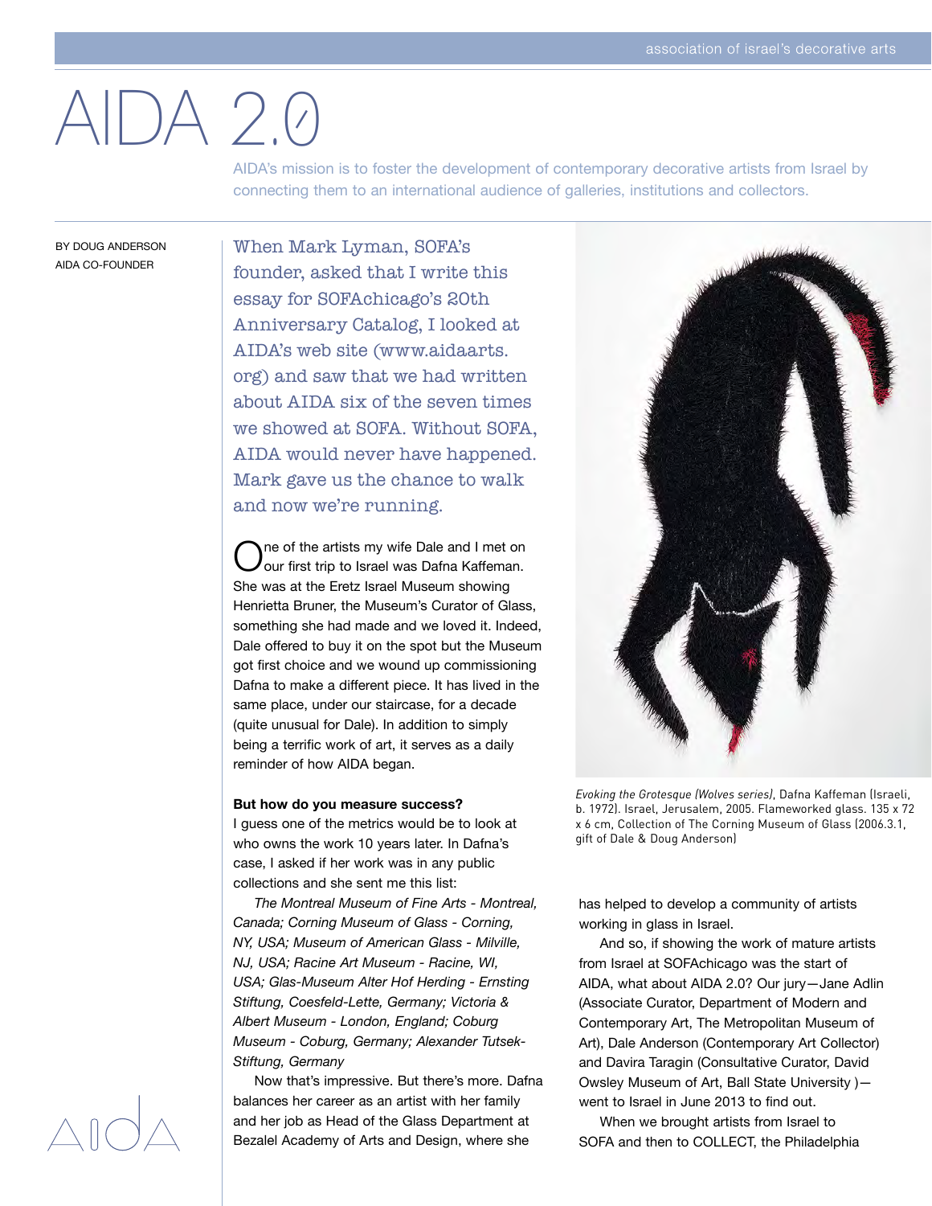# AIDA 2.0

AIDA's mission is to foster the development of contemporary decorative artists from Israel by connecting them to an international audience of galleries, institutions and collectors.

BY DOUG ANDERSON
AIDA CO-FOUNDER

When Mark Lyman, SOFA's founder, asked that I write this essay for SOFAchicago's 20th Anniversary Catalog, I looked at AIDA's web site (www.aidaarts.org) and saw that we had written about AIDA six of the seven times we showed at SOFA. Without SOFA, AIDA would never have happened. Mark gave us the chance to walk and now we're running.

One of the artists my wife Dale and I met on our first trip to Israel was Dafna Kaffeman. She was at the Eretz Israel Museum showing Henrietta Bruner, the Museum's Curator of Glass, something she had made and we loved it. Indeed, Dale offered to buy it on the spot but the Museum got first choice and we wound up commissioning Dafna to make a different piece. It has lived in the same place, under our staircase, for a decade (quite unusual for Dale). In addition to simply being a terrific work of art, it serves as a daily reminder of how AIDA began.

**But how do you measure success?**
I guess one of the metrics would be to look at who owns the work 10 years later. In Dafna's case, I asked if her work was in any public collections and she sent me this list:

*The Montreal Museum of Fine Arts - Montreal, Canada; Corning Museum of Glass - Corning, NY, USA; Museum of American Glass - Milville, NJ, USA; Racine Art Museum - Racine, WI, USA; Glas-Museum Alter Hof Herding - Ernsting Stiftung, Coesfeld-Lette, Germany; Victoria & Albert Museum - London, England; Coburg Museum - Coburg, Germany; Alexander Tutsek-Stiftung, Germany*

Now that's impressive. But there's more. Dafna balances her career as an artist with her family and her job as Head of the Glass Department at Bezalel Academy of Arts and Design, where she has helped to develop a community of artists working in glass in Israel.

*Evoking the Grotesque (Wolves series)*, Dafna Kaffeman (Israeli, b. 1972). Israel, Jerusalem, 2005. Flameworked glass. 135 x 72 x 6 cm, Collection of The Corning Museum of Glass (2006.3.1, gift of Dale & Doug Anderson)

And so, if showing the work of mature artists from Israel at SOFAchicago was the start of AIDA, what about AIDA 2.0? Our jury—Jane Adlin (Associate Curator, Department of Modern and Contemporary Art, The Metropolitan Museum of Art), Dale Anderson (Contemporary Art Collector) and Davira Taragin (Consultative Curator, David Owsley Museum of Art, Ball State University )—went to Israel in June 2013 to find out.

When we brought artists from Israel to SOFA and then to COLLECT, the Philadelphia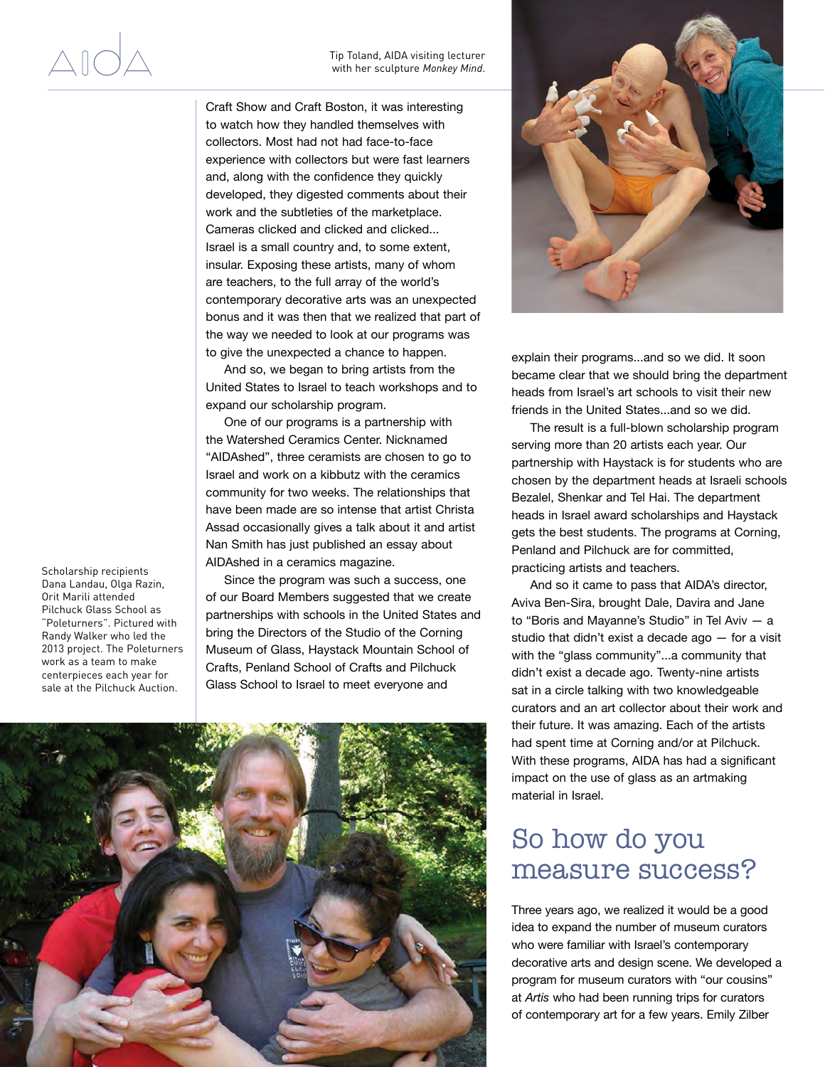Tip Toland, AIDA visiting lecturer with her sculpture *Monkey Mind*.

Craft Show and Craft Boston, it was interesting to watch how they handled themselves with collectors. Most had not had face-to-face experience with collectors but were fast learners and, along with the confidence they quickly developed, they digested comments about their work and the subtleties of the marketplace. Cameras clicked and clicked and clicked... Israel is a small country and, to some extent, insular. Exposing these artists, many of whom are teachers, to the full array of the world's contemporary decorative arts was an unexpected bonus and it was then that we realized that part of the way we needed to look at our programs was to give the unexpected a chance to happen.

And so, we began to bring artists from the United States to Israel to teach workshops and to expand our scholarship program.

One of our programs is a partnership with the Watershed Ceramics Center. Nicknamed "AIDAshed", three ceramists are chosen to go to Israel and work on a kibbutz with the ceramics community for two weeks. The relationships that have been made are so intense that artist Christa Assad occasionally gives a talk about it and artist Nan Smith has just published an essay about AIDAshed in a ceramics magazine.

Since the program was such a success, one of our Board Members suggested that we create partnerships with schools in the United States and bring the Directors of the Studio of the Corning Museum of Glass, Haystack Mountain School of Crafts, Penland School of Crafts and Pilchuck Glass School to Israel to meet everyone and explain their programs...and so we did. It soon became clear that we should bring the department heads from Israel's art schools to visit their new friends in the United States...and so we did.

The result is a full-blown scholarship program serving more than 20 artists each year. Our partnership with Haystack is for students who are chosen by the department heads at Israeli schools Bezalel, Shenkar and Tel Hai. The department heads in Israel award scholarships and Haystack gets the best students. The programs at Corning, Penland and Pilchuck are for committed, practicing artists and teachers.

And so it came to pass that AIDA's director, Aviva Ben-Sira, brought Dale, Davira and Jane to "Boris and Mayanne's Studio" in Tel Aviv — a studio that didn't exist a decade ago — for a visit with the "glass community"...a community that didn't exist a decade ago. Twenty-nine artists sat in a circle talking with two knowledgeable curators and an art collector about their work and their future. It was amazing. Each of the artists had spent time at Corning and/or at Pilchuck. With these programs, AIDA has had a significant impact on the use of glass as an artmaking material in Israel.

Scholarship recipients Dana Landau, Olga Razin, Orit Marili attended Pilchuck Glass School as "Poleturners". Pictured with Randy Walker who led the 2013 project. The Poleturners work as a team to make centerpieces each year for sale at the Pilchuck Auction.

## So how do you measure success?

Three years ago, we realized it would be a good idea to expand the number of museum curators who were familiar with Israel's contemporary decorative arts and design scene. We developed a program for museum curators with "our cousins" at *Artis* who had been running trips for curators of contemporary art for a few years. Emily Zilber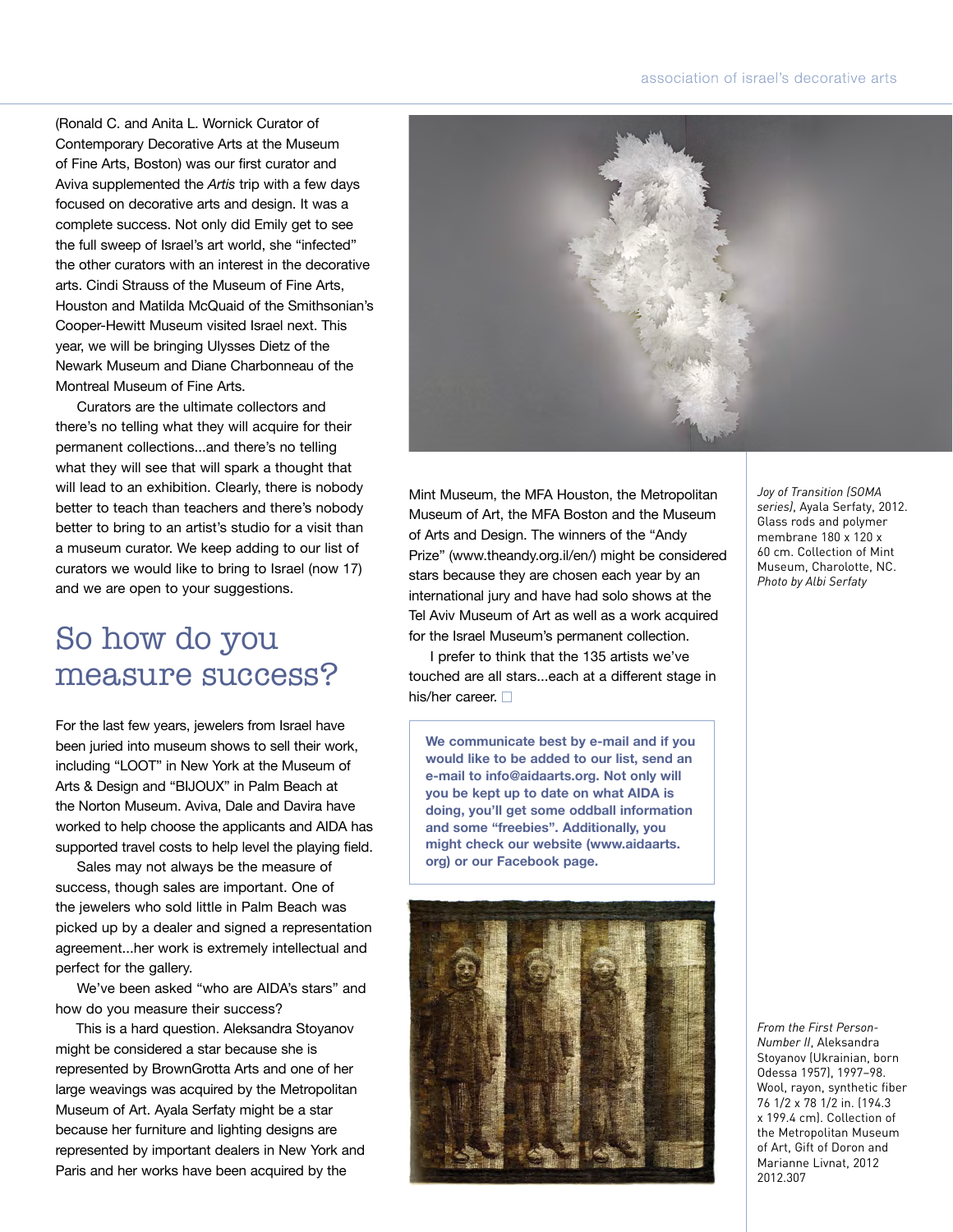(Ronald C. and Anita L. Wornick Curator of Contemporary Decorative Arts at the Museum of Fine Arts, Boston) was our first curator and Aviva supplemented the *Artis* trip with a few days focused on decorative arts and design. It was a complete success. Not only did Emily get to see the full sweep of Israel's art world, she "infected" the other curators with an interest in the decorative arts. Cindi Strauss of the Museum of Fine Arts, Houston and Matilda McQuaid of the Smithsonian's Cooper-Hewitt Museum visited Israel next. This year, we will be bringing Ulysses Dietz of the Newark Museum and Diane Charbonneau of the Montreal Museum of Fine Arts.

Curators are the ultimate collectors and there's no telling what they will acquire for their permanent collections...and there's no telling what they will see that will spark a thought that will lead to an exhibition. Clearly, there is nobody better to teach than teachers and there's nobody better to bring to an artist's studio for a visit than a museum curator. We keep adding to our list of curators we would like to bring to Israel (now 17) and we are open to your suggestions.

## So how do you measure success?

For the last few years, jewelers from Israel have been juried into museum shows to sell their work, including "LOOT" in New York at the Museum of Arts & Design and "BIJOUX" in Palm Beach at the Norton Museum. Aviva, Dale and Davira have worked to help choose the applicants and AIDA has supported travel costs to help level the playing field.

Sales may not always be the measure of success, though sales are important. One of the jewelers who sold little in Palm Beach was picked up by a dealer and signed a representation agreement...her work is extremely intellectual and perfect for the gallery.

We've been asked "who are AIDA's stars" and how do you measure their success?

This is a hard question. Aleksandra Stoyanov might be considered a star because she is represented by BrownGrotta Arts and one of her large weavings was acquired by the Metropolitan Museum of Art. Ayala Serfaty might be a star because her furniture and lighting designs are represented by important dealers in New York and Paris and her works have been acquired by the Mint Museum, the MFA Houston, the Metropolitan Museum of Art, the MFA Boston and the Museum of Arts and Design. The winners of the "Andy Prize" (www.theandy.org.il/en/) might be considered stars because they are chosen each year by an international jury and have had solo shows at the Tel Aviv Museum of Art as well as a work acquired for the Israel Museum's permanent collection.

I prefer to think that the 135 artists we've touched are all stars...each at a different stage in his/her career. □

*Joy of Transition (SOMA series)*, Ayala Serfaty, 2012. Glass rods and polymer membrane 180 x 120 x 60 cm. Collection of Mint Museum, Charolotte, NC. *Photo by Albi Serfaty*

**We communicate best by e-mail and if you would like to be added to our list, send an e-mail to info@aidaarts.org. Not only will you be kept up to date on what AIDA is doing, you'll get some oddball information and some "freebies". Additionally, you might check our website (www.aidaarts.org) or our Facebook page.**

*From the First Person-Number II*, Aleksandra Stoyanov (Ukrainian, born Odessa 1957), 1997–98. Wool, rayon, synthetic fiber 76 1/2 x 78 1/2 in. (194.3 x 199.4 cm). Collection of the Metropolitan Museum of Art, Gift of Doron and Marianne Livnat, 2012 2012.307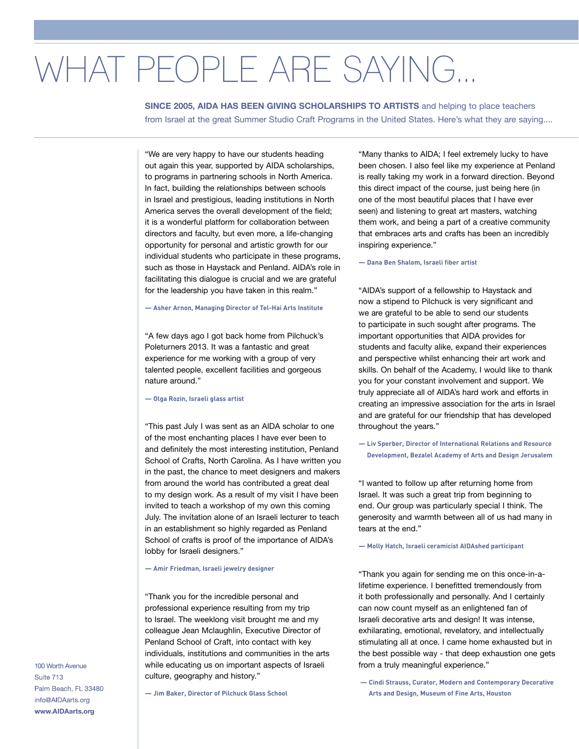# WHAT PEOPLE ARE SAYING...

**SINCE 2005, AIDA HAS BEEN GIVING SCHOLARSHIPS TO ARTISTS** and helping to place teachers from Israel at the great Summer Studio Craft Programs in the United States. Here's what they are saying....

"We are very happy to have our students heading out again this year, supported by AIDA scholarships, to programs in partnering schools in North America. In fact, building the relationships between schools in Israel and prestigious, leading institutions in North America serves the overall development of the field; it is a wonderful platform for collaboration between directors and faculty, but even more, a life-changing opportunity for personal and artistic growth for our individual students who participate in these programs, such as those in Haystack and Penland. AIDA's role in facilitating this dialogue is crucial and we are grateful for the leadership you have taken in this realm."

**— Asher Arnon, Managing Director of Tel-Hai Arts Institute**

"A few days ago I got back home from Pilchuck's Poleturners 2013. It was a fantastic and great experience for me working with a group of very talented people, excellent facilities and gorgeous nature around."

**— Olga Rozin, Israeli glass artist**

"This past July I was sent as an AIDA scholar to one of the most enchanting places I have ever been to and definitely the most interesting institution, Penland School of Crafts, North Carolina. As I have written you in the past, the chance to meet designers and makers from around the world has contributed a great deal to my design work. As a result of my visit I have been invited to teach a workshop of my own this coming July. The invitation alone of an Israeli lecturer to teach in an establishment so highly regarded as Penland School of crafts is proof of the importance of AIDA's lobby for Israeli designers."

**— Amir Friedman, Israeli jewelry designer**

"Thank you for the incredible personal and professional experience resulting from my trip to Israel. The weeklong visit brought me and my colleague Jean Mclaughlin, Executive Director of Penland School of Craft, into contact with key individuals, institutions and communities in the arts while educating us on important aspects of Israeli culture, geography and history."

**— Jim Baker, Director of Pilchuck Glass School**

"Many thanks to AIDA; I feel extremely lucky to have been chosen. I also feel like my experience at Penland is really taking my work in a forward direction. Beyond this direct impact of the course, just being here (in one of the most beautiful places that I have ever seen) and listening to great art masters, watching them work, and being a part of a creative community that embraces arts and crafts has been an incredibly inspiring experience."

**— Dana Ben Shalom, Israeli fiber artist**

"AIDA's support of a fellowship to Haystack and now a stipend to Pilchuck is very significant and we are grateful to be able to send our students to participate in such sought after programs. The important opportunities that AIDA provides for students and faculty alike, expand their experiences and perspective whilst enhancing their art work and skills. On behalf of the Academy, I would like to thank you for your constant involvement and support. We truly appreciate all of AIDA's hard work and efforts in creating an impressive association for the arts in Israel and are grateful for our friendship that has developed throughout the years."

**— Liv Sperber, Director of International Relations and Resource Development, Bezalel Academy of Arts and Design Jerusalem**

"I wanted to follow up after returning home from Israel. It was such a great trip from beginning to end. Our group was particularly special I think. The generosity and warmth between all of us had many in tears at the end."

**— Molly Hatch, Israeli ceramicist AIDAshed participant**

"Thank you again for sending me on this once-in-a-lifetime experience. I benefitted tremendously from it both professionally and personally. And I certainly can now count myself as an enlightened fan of Israeli decorative arts and design! It was intense, exhilarating, emotional, revelatory, and intellectually stimulating all at once. I came home exhausted but in the best possible way - that deep exhaustion one gets from a truly meaningful experience."

**— Cindi Strauss, Curator, Modern and Contemporary Decorative Arts and Design, Museum of Fine Arts, Houston**

100 Worth Avenue
Suite 713
Palm Beach, FL 33480
info@AIDAarts.org
**www.AIDAarts.org**